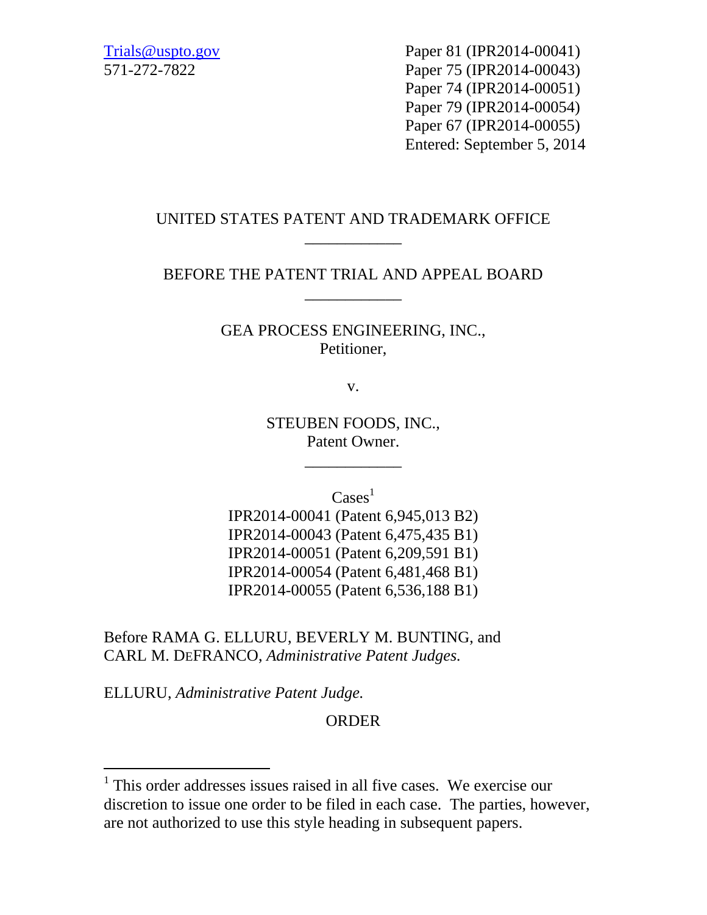Trials@uspto.gov
571-272-7822

Paper 81 (IPR2014-00041)
Paper 75 (IPR2014-00043)
Paper 74 (IPR2014-00051)
Paper 79 (IPR2014-00054)
Paper 67 (IPR2014-00055)
Entered: September 5, 2014

UNITED STATES PATENT AND TRADEMARK OFFICE

---

BEFORE THE PATENT TRIAL AND APPEAL BOARD

---

GEA PROCESS ENGINEERING, INC.,
Petitioner,

v.

STEUBEN FOODS, INC.,
Patent Owner.

---

Cases[1]
IPR2014-00041 (Patent 6,945,013 B2)
IPR2014-00043 (Patent 6,475,435 B1)
IPR2014-00051 (Patent 6,209,591 B1)
IPR2014-00054 (Patent 6,481,468 B1)
IPR2014-00055 (Patent 6,536,188 B1)

Before RAMA G. ELLURU, BEVERLY M. BUNTING, and CARL M. DEFRANCO, *Administrative Patent Judges.*

ELLURU, *Administrative Patent Judge.*

ORDER

---

[1] This order addresses issues raised in all five cases. We exercise our discretion to issue one order to be filed in each case. The parties, however, are not authorized to use this style heading in subsequent papers.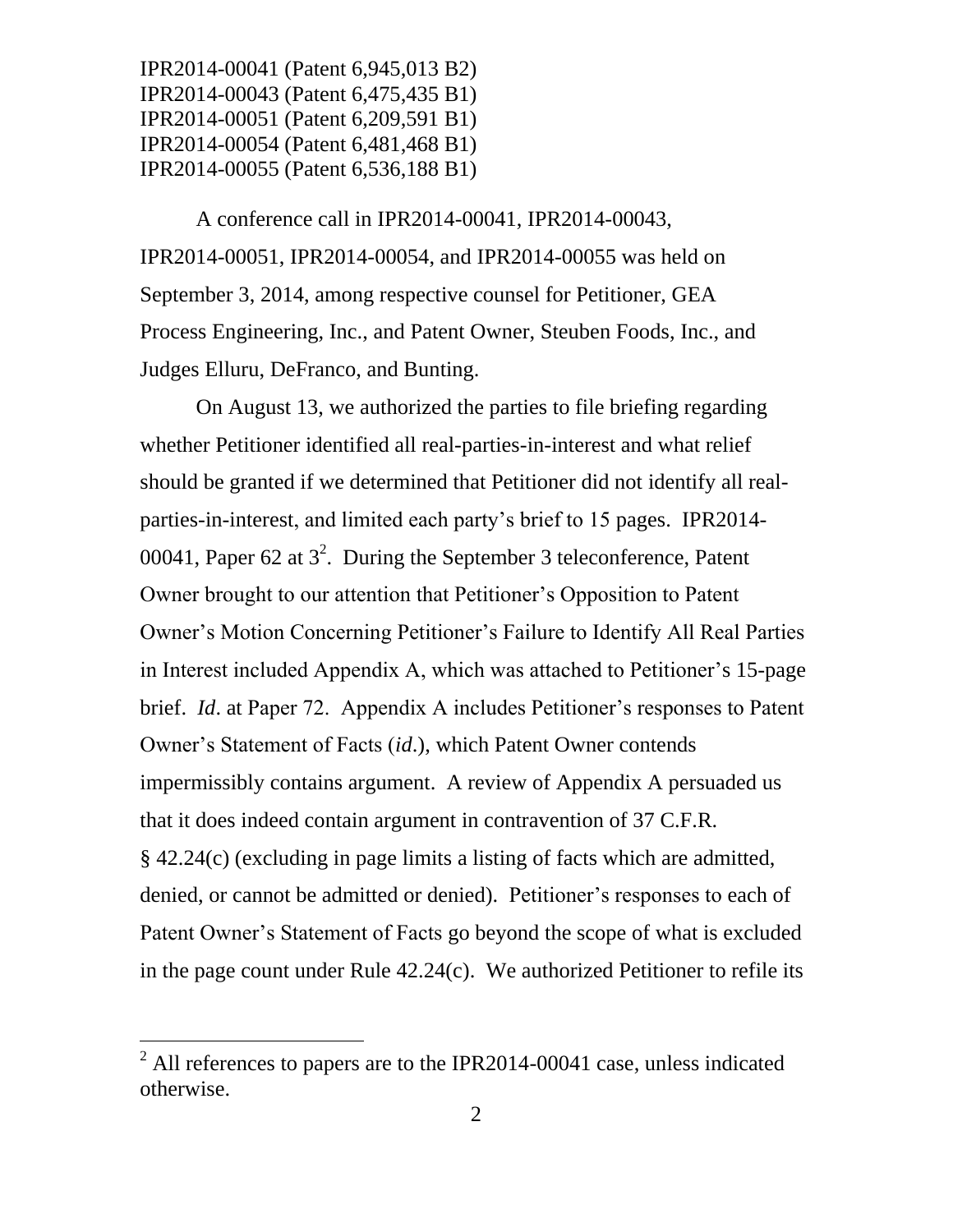IPR2014-00041 (Patent 6,945,013 B2)
IPR2014-00043 (Patent 6,475,435 B1)
IPR2014-00051 (Patent 6,209,591 B1)
IPR2014-00054 (Patent 6,481,468 B1)
IPR2014-00055 (Patent 6,536,188 B1)

A conference call in IPR2014-00041, IPR2014-00043, IPR2014-00051, IPR2014-00054, and IPR2014-00055 was held on September 3, 2014, among respective counsel for Petitioner, GEA Process Engineering, Inc., and Patent Owner, Steuben Foods, Inc., and Judges Elluru, DeFranco, and Bunting.

On August 13, we authorized the parties to file briefing regarding whether Petitioner identified all real-parties-in-interest and what relief should be granted if we determined that Petitioner did not identify all real-parties-in-interest, and limited each party's brief to 15 pages. IPR2014-00041, Paper 62 at 3[2]. During the September 3 teleconference, Patent Owner brought to our attention that Petitioner's Opposition to Patent Owner's Motion Concerning Petitioner's Failure to Identify All Real Parties in Interest included Appendix A, which was attached to Petitioner's 15-page brief. *Id*. at Paper 72. Appendix A includes Petitioner's responses to Patent Owner's Statement of Facts (*id*.), which Patent Owner contends impermissibly contains argument. A review of Appendix A persuaded us that it does indeed contain argument in contravention of 37 C.F.R. § 42.24(c) (excluding in page limits a listing of facts which are admitted, denied, or cannot be admitted or denied). Petitioner's responses to each of Patent Owner's Statement of Facts go beyond the scope of what is excluded in the page count under Rule 42.24(c). We authorized Petitioner to refile its

[2] All references to papers are to the IPR2014-00041 case, unless indicated otherwise.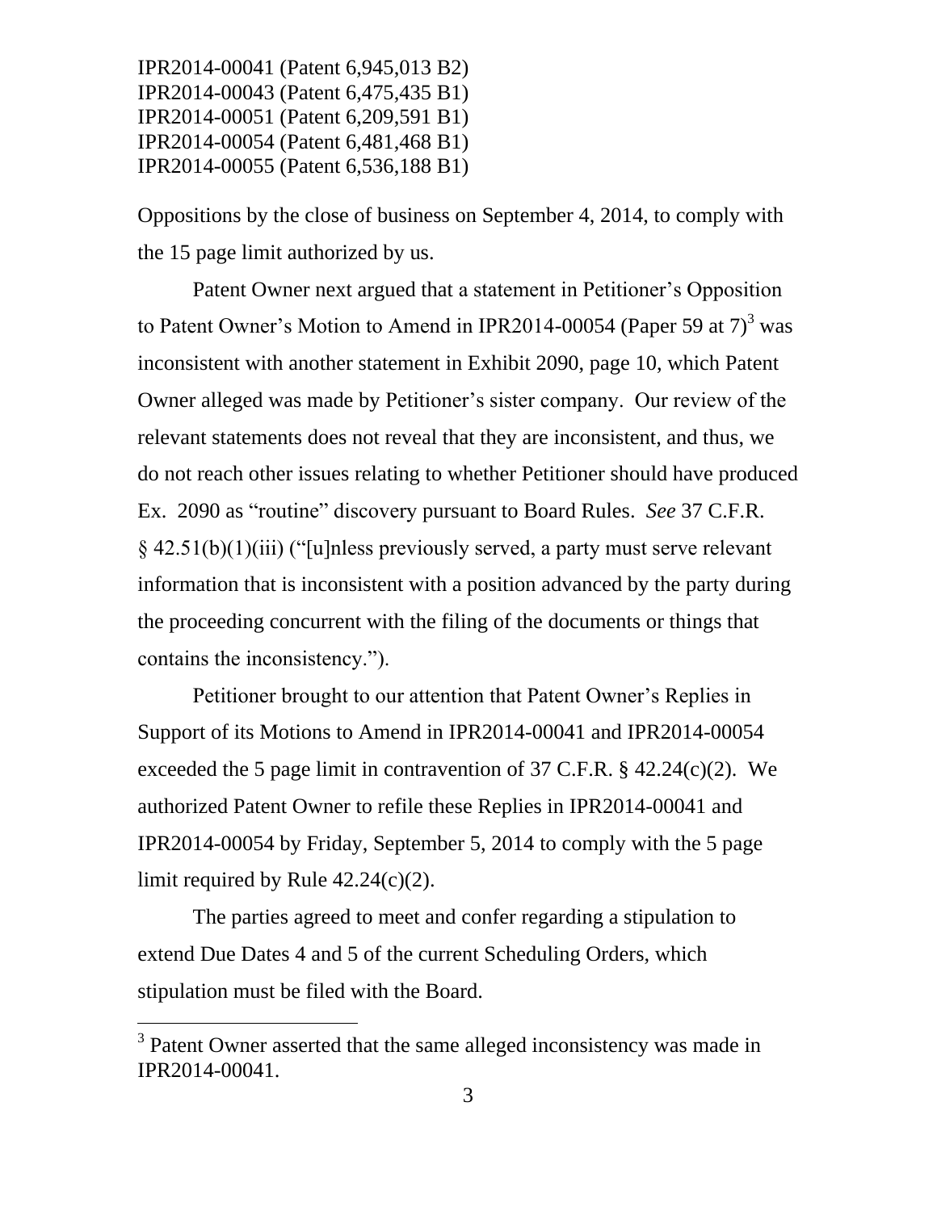IPR2014-00041 (Patent 6,945,013 B2)
IPR2014-00043 (Patent 6,475,435 B1)
IPR2014-00051 (Patent 6,209,591 B1)
IPR2014-00054 (Patent 6,481,468 B1)
IPR2014-00055 (Patent 6,536,188 B1)

Oppositions by the close of business on September 4, 2014, to comply with the 15 page limit authorized by us.

Patent Owner next argued that a statement in Petitioner's Opposition to Patent Owner's Motion to Amend in IPR2014-00054 (Paper 59 at 7)[3] was inconsistent with another statement in Exhibit 2090, page 10, which Patent Owner alleged was made by Petitioner's sister company. Our review of the relevant statements does not reveal that they are inconsistent, and thus, we do not reach other issues relating to whether Petitioner should have produced Ex. 2090 as "routine" discovery pursuant to Board Rules. *See* 37 C.F.R. § 42.51(b)(1)(iii) ("[u]nless previously served, a party must serve relevant information that is inconsistent with a position advanced by the party during the proceeding concurrent with the filing of the documents or things that contains the inconsistency.").

Petitioner brought to our attention that Patent Owner's Replies in Support of its Motions to Amend in IPR2014-00041 and IPR2014-00054 exceeded the 5 page limit in contravention of 37 C.F.R. § 42.24(c)(2). We authorized Patent Owner to refile these Replies in IPR2014-00041 and IPR2014-00054 by Friday, September 5, 2014 to comply with the 5 page limit required by Rule 42.24(c)(2).

The parties agreed to meet and confer regarding a stipulation to extend Due Dates 4 and 5 of the current Scheduling Orders, which stipulation must be filed with the Board.

---

[3] Patent Owner asserted that the same alleged inconsistency was made in IPR2014-00041.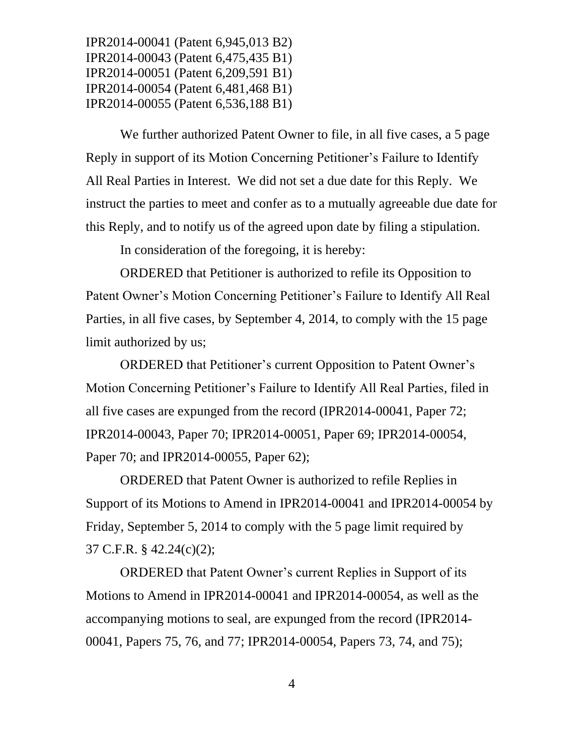IPR2014-00041 (Patent 6,945,013 B2)
IPR2014-00043 (Patent 6,475,435 B1)
IPR2014-00051 (Patent 6,209,591 B1)
IPR2014-00054 (Patent 6,481,468 B1)
IPR2014-00055 (Patent 6,536,188 B1)

We further authorized Patent Owner to file, in all five cases, a 5 page Reply in support of its Motion Concerning Petitioner's Failure to Identify All Real Parties in Interest. We did not set a due date for this Reply. We instruct the parties to meet and confer as to a mutually agreeable due date for this Reply, and to notify us of the agreed upon date by filing a stipulation.

In consideration of the foregoing, it is hereby:

ORDERED that Petitioner is authorized to refile its Opposition to Patent Owner's Motion Concerning Petitioner's Failure to Identify All Real Parties, in all five cases, by September 4, 2014, to comply with the 15 page limit authorized by us;

ORDERED that Petitioner's current Opposition to Patent Owner's Motion Concerning Petitioner's Failure to Identify All Real Parties, filed in all five cases are expunged from the record (IPR2014-00041, Paper 72; IPR2014-00043, Paper 70; IPR2014-00051, Paper 69; IPR2014-00054, Paper 70; and IPR2014-00055, Paper 62);

ORDERED that Patent Owner is authorized to refile Replies in Support of its Motions to Amend in IPR2014-00041 and IPR2014-00054 by Friday, September 5, 2014 to comply with the 5 page limit required by 37 C.F.R. § 42.24(c)(2);

ORDERED that Patent Owner's current Replies in Support of its Motions to Amend in IPR2014-00041 and IPR2014-00054, as well as the accompanying motions to seal, are expunged from the record (IPR2014-00041, Papers 75, 76, and 77; IPR2014-00054, Papers 73, 74, and 75);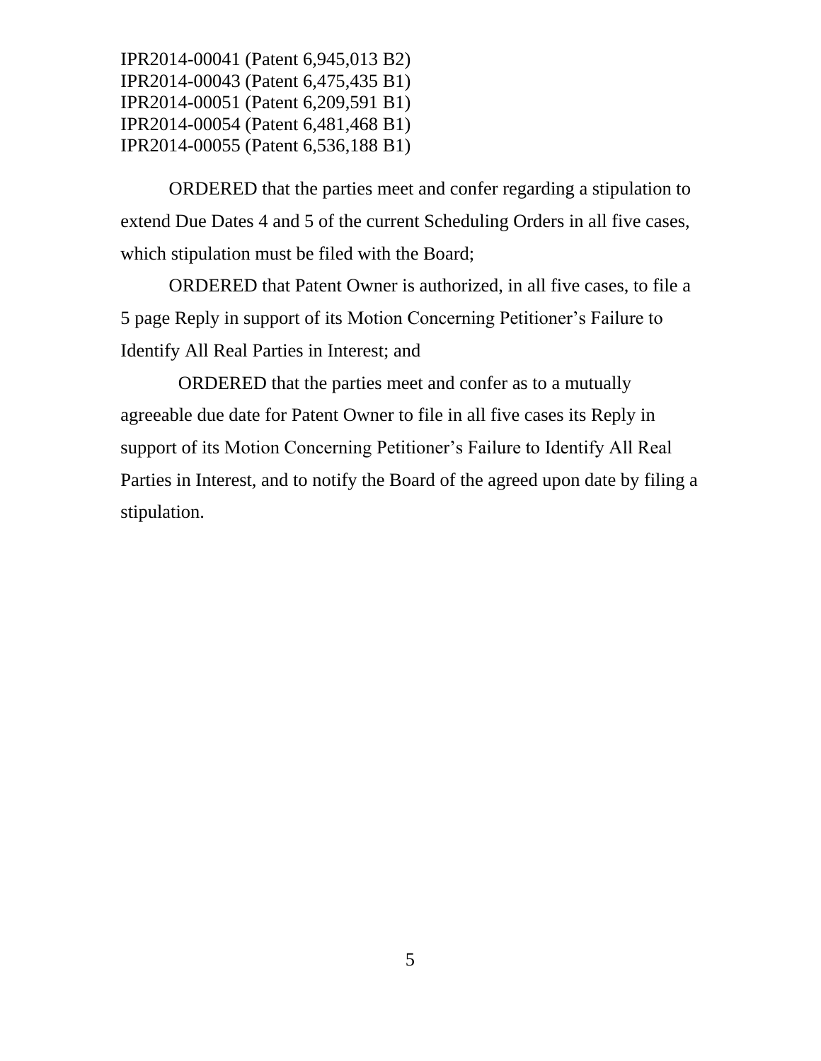IPR2014-00041 (Patent 6,945,013 B2)
IPR2014-00043 (Patent 6,475,435 B1)
IPR2014-00051 (Patent 6,209,591 B1)
IPR2014-00054 (Patent 6,481,468 B1)
IPR2014-00055 (Patent 6,536,188 B1)

ORDERED that the parties meet and confer regarding a stipulation to extend Due Dates 4 and 5 of the current Scheduling Orders in all five cases, which stipulation must be filed with the Board;

ORDERED that Patent Owner is authorized, in all five cases, to file a 5 page Reply in support of its Motion Concerning Petitioner's Failure to Identify All Real Parties in Interest; and

ORDERED that the parties meet and confer as to a mutually agreeable due date for Patent Owner to file in all five cases its Reply in support of its Motion Concerning Petitioner's Failure to Identify All Real Parties in Interest, and to notify the Board of the agreed upon date by filing a stipulation.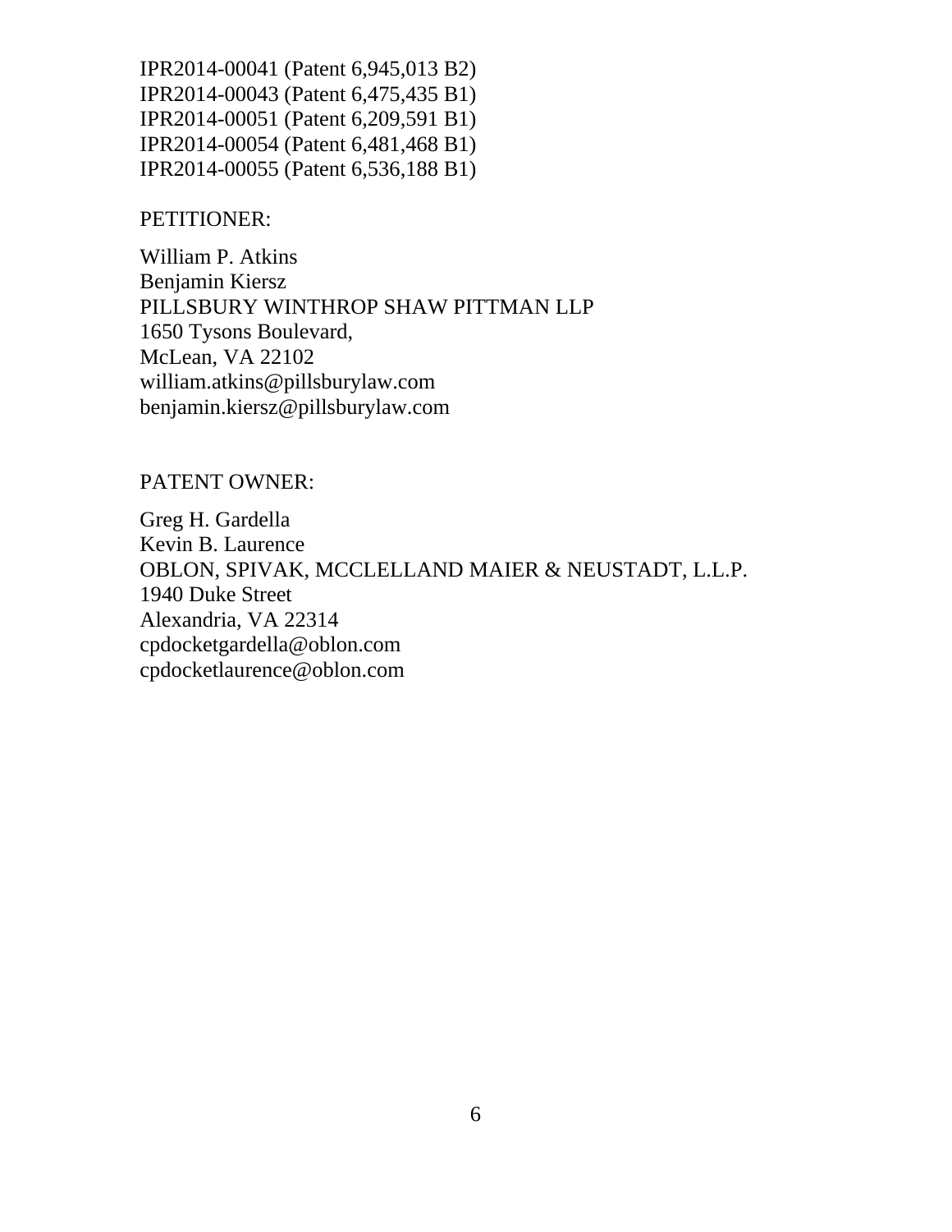IPR2014-00041 (Patent 6,945,013 B2)
IPR2014-00043 (Patent 6,475,435 B1)
IPR2014-00051 (Patent 6,209,591 B1)
IPR2014-00054 (Patent 6,481,468 B1)
IPR2014-00055 (Patent 6,536,188 B1)

PETITIONER:

William P. Atkins
Benjamin Kiersz
PILLSBURY WINTHROP SHAW PITTMAN LLP
1650 Tysons Boulevard,
McLean, VA 22102
william.atkins@pillsburylaw.com
benjamin.kiersz@pillsburylaw.com

PATENT OWNER:

Greg H. Gardella
Kevin B. Laurence
OBLON, SPIVAK, MCCLELLAND MAIER & NEUSTADT, L.L.P.
1940 Duke Street
Alexandria, VA 22314
cpdocketgardella@oblon.com
cpdocketlaurence@oblon.com